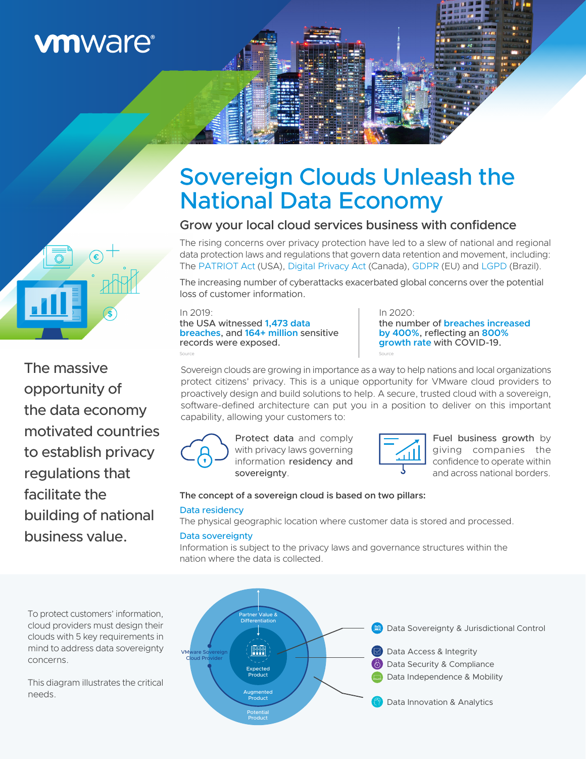vmware®

# Sovereign Clouds Unleash the National Data Economy

## Grow your local cloud services business with confidence

The rising concerns over privacy protection have led to a slew of national and regional data protection laws and regulations that govern data retention and movement, including: The PATRIOT Act (USA), Digital Privacy Act (Canada), GDPR (EU) and LGPD (Brazil).

The increasing number of cyberattacks exacerbated global concerns over the potential loss of customer information.

In 2019:
**the USA witnessed 1,473 data breaches, and 164+ million sensitive records were exposed.**

Source

In 2020:
**the number of breaches increased by 400%, reflecting an 800% growth rate with COVID-19.**

Source

The massive opportunity of the data economy motivated countries to establish privacy regulations that facilitate the building of national business value.

Sovereign clouds are growing in importance as a way to help nations and local organizations protect citizens' privacy. This is a unique opportunity for VMware cloud providers to proactively design and build solutions to help. A secure, trusted cloud with a sovereign, software-defined architecture can put you in a position to deliver on this important capability, allowing your customers to:

- **Protect data** and comply with privacy laws governing information **residency and sovereignty**.
- **Fuel business growth** by giving companies the confidence to operate within and across national borders.

**The concept of a sovereign cloud is based on two pillars:**

**Data residency**
The physical geographic location where customer data is stored and processed.

**Data sovereignty**
Information is subject to the privacy laws and governance structures within the nation where the data is collected.

To protect customers' information, cloud providers must design their clouds with 5 key requirements in mind to address data sovereignty concerns.

This diagram illustrates the critical needs.

Partner Value & Differentiation

VMware Sovereign Cloud Provider

Expected Product

Augmented Product

Potential Product

- Data Sovereignty & Jurisdictional Control
- Data Access & Integrity
- Data Security & Compliance
- Data Independence & Mobility
- Data Innovation & Analytics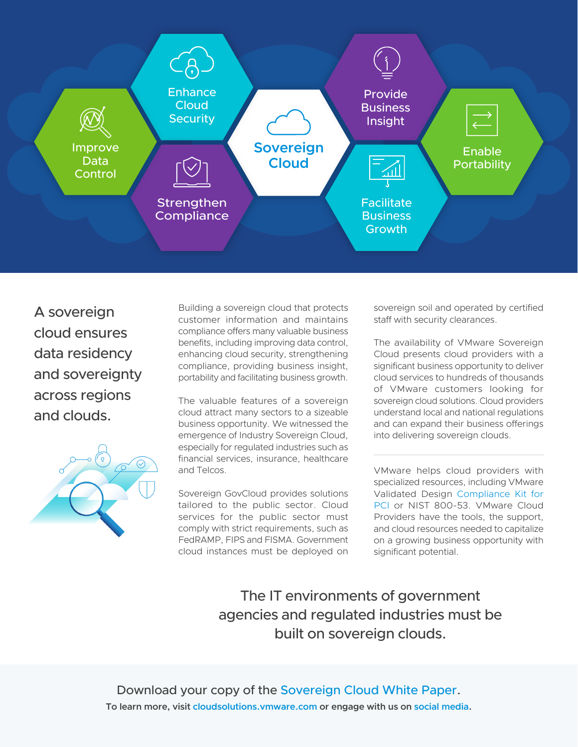Improve Data Control

Enhance Cloud Security

Strengthen Compliance

Sovereign Cloud

Provide Business Insight

Facilitate Business Growth

Enable Portability

## A sovereign cloud ensures data residency and sovereignty across regions and clouds.

Building a sovereign cloud that protects customer information and maintains compliance offers many valuable business benefits, including improving data control, enhancing cloud security, strengthening compliance, providing business insight, portability and facilitating business growth.

The valuable features of a sovereign cloud attract many sectors to a sizeable business opportunity. We witnessed the emergence of Industry Sovereign Cloud, especially for regulated industries such as financial services, insurance, healthcare and Telcos.

Sovereign GovCloud provides solutions tailored to the public sector. Cloud services for the public sector must comply with strict requirements, such as FedRAMP, FIPS and FISMA. Government cloud instances must be deployed on sovereign soil and operated by certified staff with security clearances.

The availability of VMware Sovereign Cloud presents cloud providers with a significant business opportunity to deliver cloud services to hundreds of thousands of VMware customers looking for sovereign cloud solutions. Cloud providers understand local and national regulations and can expand their business offerings into delivering sovereign clouds.

---

VMware helps cloud providers with specialized resources, including VMware Validated Design Compliance Kit for PCI or NIST 800-53. VMware Cloud Providers have the tools, the support, and cloud resources needed to capitalize on a growing business opportunity with significant potential.

### The IT environments of government agencies and regulated industries must be built on sovereign clouds.

Download your copy of the Sovereign Cloud White Paper.

**To learn more, visit cloudsolutions.vmware.com or engage with us on social media.**